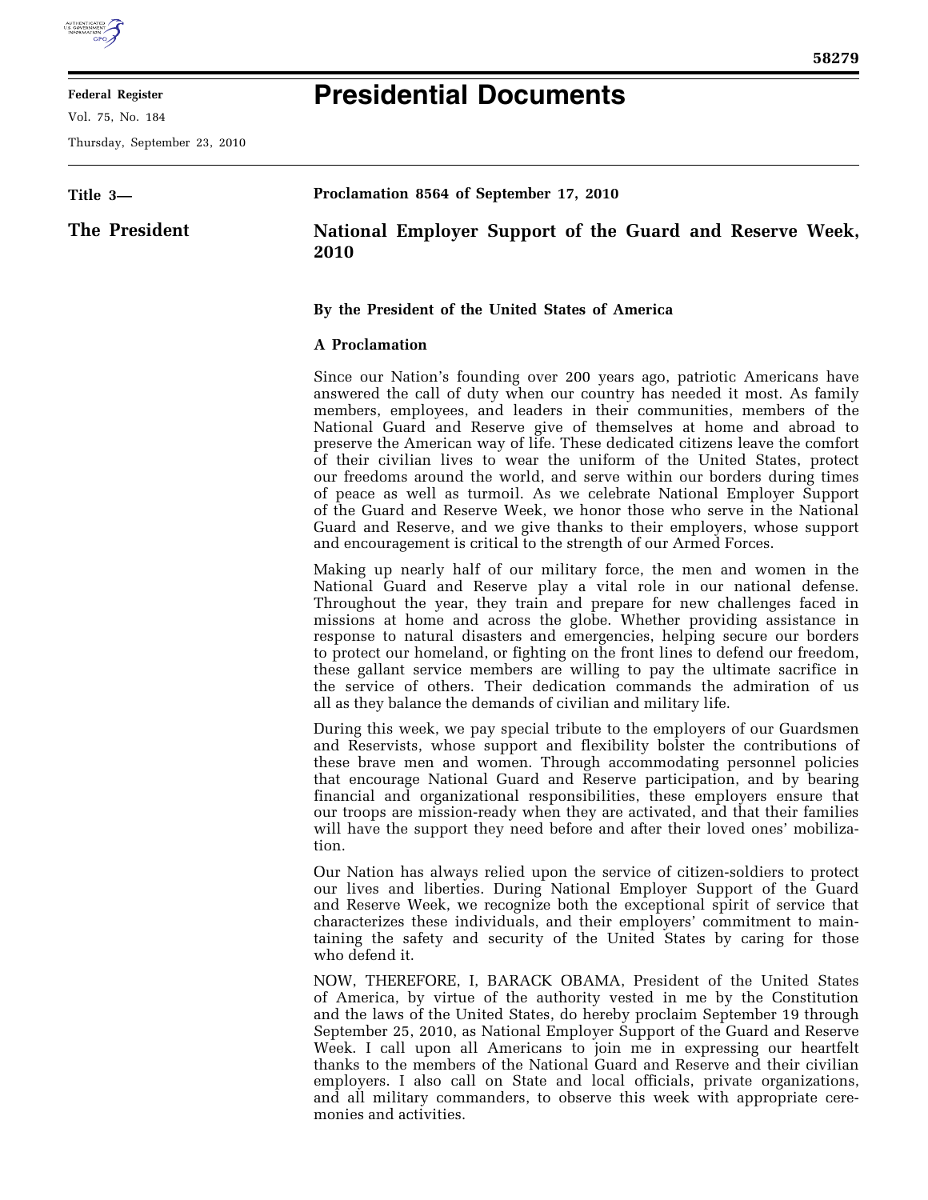# Presidential Documents

**Title 3—**

**The President**

**Proclamation 8564 of September 17, 2010**

## National Employer Support of the Guard and Reserve Week, 2010

**By the President of the United States of America**

**A Proclamation**

Since our Nation's founding over 200 years ago, patriotic Americans have answered the call of duty when our country has needed it most. As family members, employees, and leaders in their communities, members of the National Guard and Reserve give of themselves at home and abroad to preserve the American way of life. These dedicated citizens leave the comfort of their civilian lives to wear the uniform of the United States, protect our freedoms around the world, and serve within our borders during times of peace as well as turmoil. As we celebrate National Employer Support of the Guard and Reserve Week, we honor those who serve in the National Guard and Reserve, and we give thanks to their employers, whose support and encouragement is critical to the strength of our Armed Forces.

Making up nearly half of our military force, the men and women in the National Guard and Reserve play a vital role in our national defense. Throughout the year, they train and prepare for new challenges faced in missions at home and across the globe. Whether providing assistance in response to natural disasters and emergencies, helping secure our borders to protect our homeland, or fighting on the front lines to defend our freedom, these gallant service members are willing to pay the ultimate sacrifice in the service of others. Their dedication commands the admiration of us all as they balance the demands of civilian and military life.

During this week, we pay special tribute to the employers of our Guardsmen and Reservists, whose support and flexibility bolster the contributions of these brave men and women. Through accommodating personnel policies that encourage National Guard and Reserve participation, and by bearing financial and organizational responsibilities, these employers ensure that our troops are mission-ready when they are activated, and that their families will have the support they need before and after their loved ones' mobilization.

Our Nation has always relied upon the service of citizen-soldiers to protect our lives and liberties. During National Employer Support of the Guard and Reserve Week, we recognize both the exceptional spirit of service that characterizes these individuals, and their employers' commitment to maintaining the safety and security of the United States by caring for those who defend it.

NOW, THEREFORE, I, BARACK OBAMA, President of the United States of America, by virtue of the authority vested in me by the Constitution and the laws of the United States, do hereby proclaim September 19 through September 25, 2010, as National Employer Support of the Guard and Reserve Week. I call upon all Americans to join me in expressing our heartfelt thanks to the members of the National Guard and Reserve and their civilian employers. I also call on State and local officials, private organizations, and all military commanders, to observe this week with appropriate ceremonies and activities.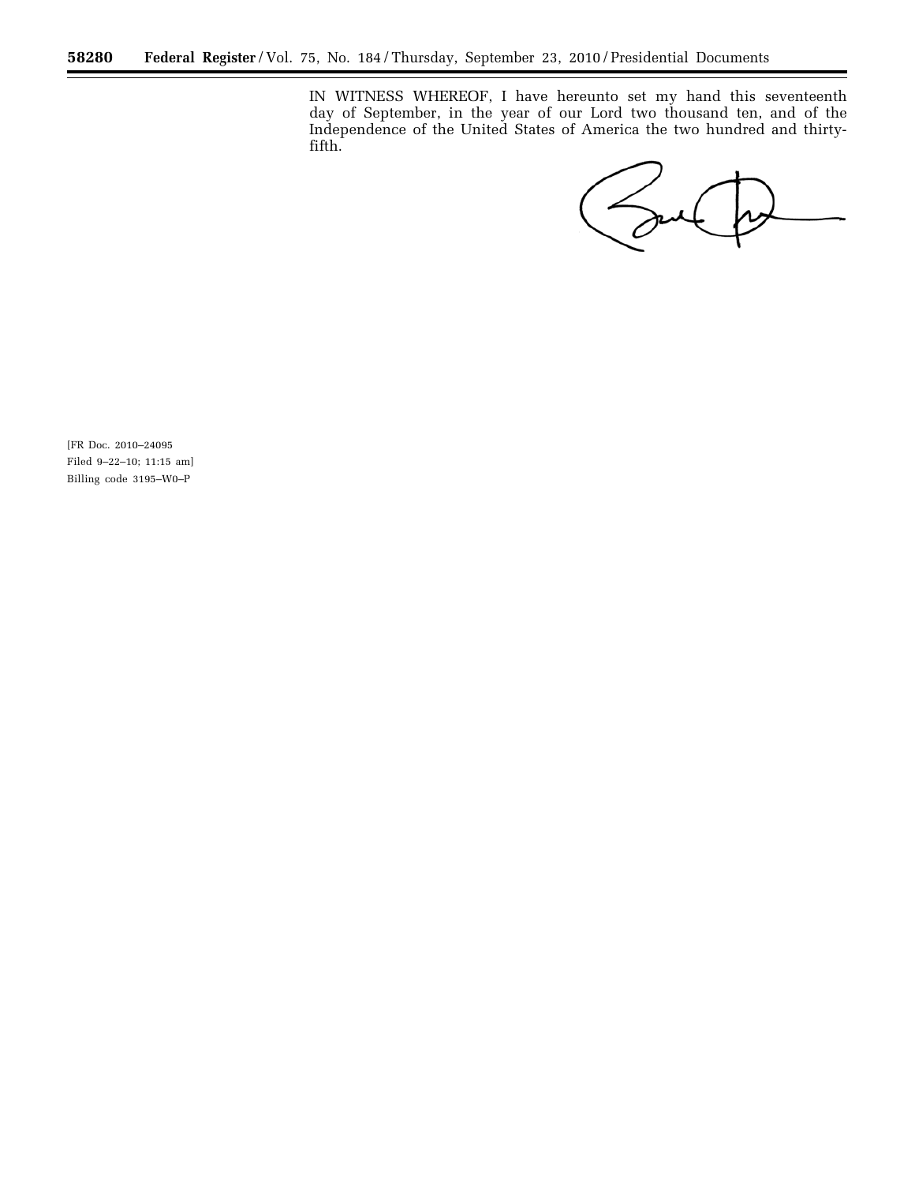IN WITNESS WHEREOF, I have hereunto set my hand this seventeenth day of September, in the year of our Lord two thousand ten, and of the Independence of the United States of America the two hundred and thirty-fifth.

[FR Doc. 2010–24095
Filed 9–22–10; 11:15 am]
Billing code 3195–W0–P